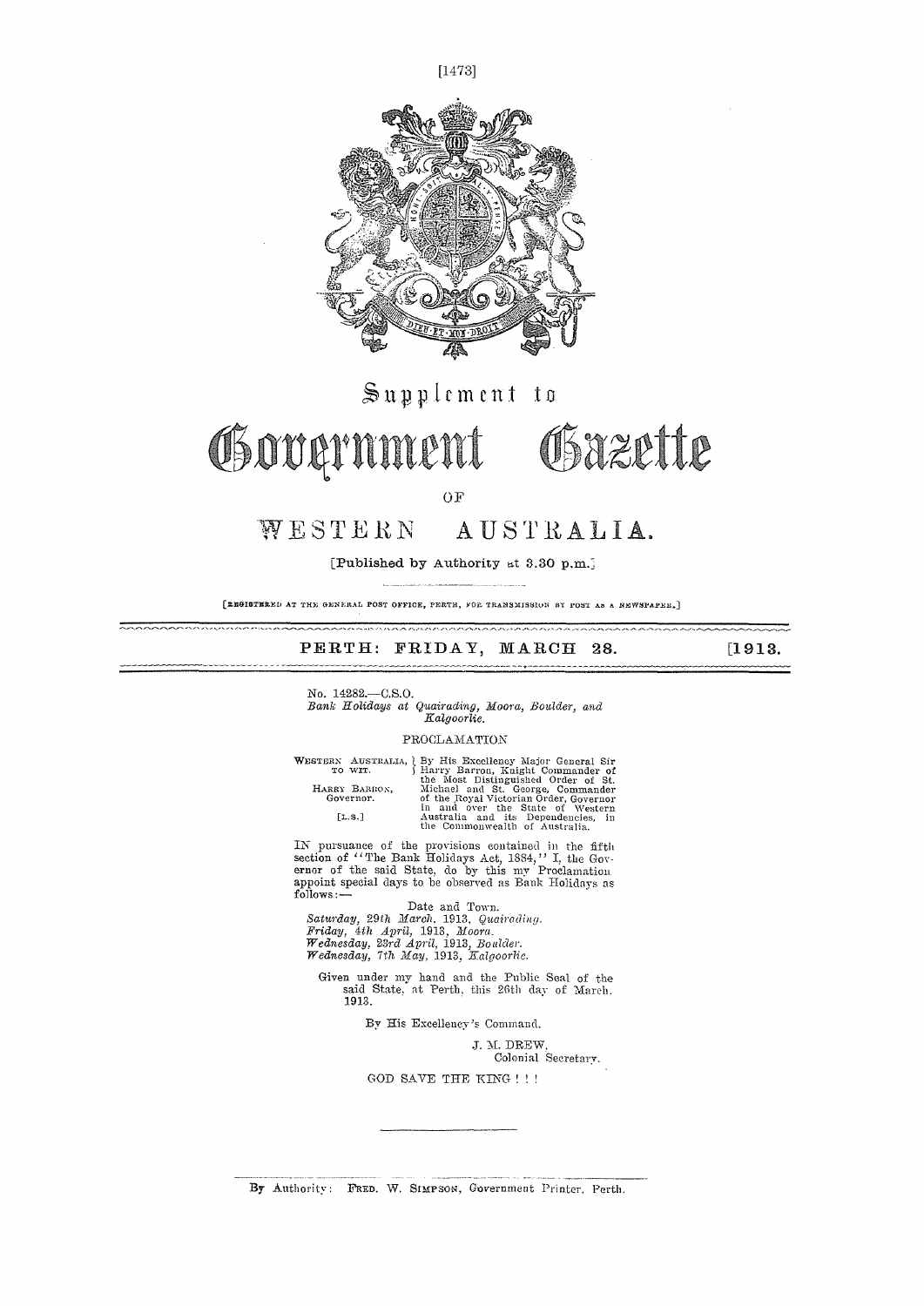# Supplement to Government Gazette

OF

# WESTERN AUSTRALIA.

[Published by Authority at 3.30 p.m.]

[REGISTERED AT THE GENERAL POST OFFICE, PERTH, FOR TRANSMISSION BY POST AS A NEWSPAPER.]

## PERTH: FRIDAY, MARCH 28. [1913.

No. 14282.—C.S.O.

*Bank Holidays at Quairading, Moora, Boulder, and Kalgoorlie.*

PROCLAMATION

WESTERN AUSTRALIA, TO WIT. HARRY BARRON, Governor. [L.S.]

By His Excellency Major General Sir Harry Barron, Knight Commander of the Most Distinguished Order of St. Michael and St. George, Commander of the Royal Victorian Order, Governor in and over the State of Western Australia and its Dependencies, in the Commonwealth of Australia.

IN pursuance of the provisions contained in the fifth section of "The Bank Holidays Act, 1884," I, the Governor of the said State, do by this my Proclamation appoint special days to be observed as Bank Holidays as follows:—

Date and Town.

*Saturday,* 29th *March,* 1913, *Quairading.*
*Friday,* 4th *April,* 1913, *Moora.*
*Wednesday,* 23rd *April,* 1913, *Boulder.*
*Wednesday,* 7th *May,* 1913, *Kalgoorlie.*

Given under my hand and the Public Seal of the said State, at Perth, this 26th day of March. 1913.

By His Excellency's Command,

J. M. DREW,
Colonial Secretary.

GOD SAVE THE KING ! ! !

---

By Authority: FRED. W. SIMPSON, Government Printer, Perth.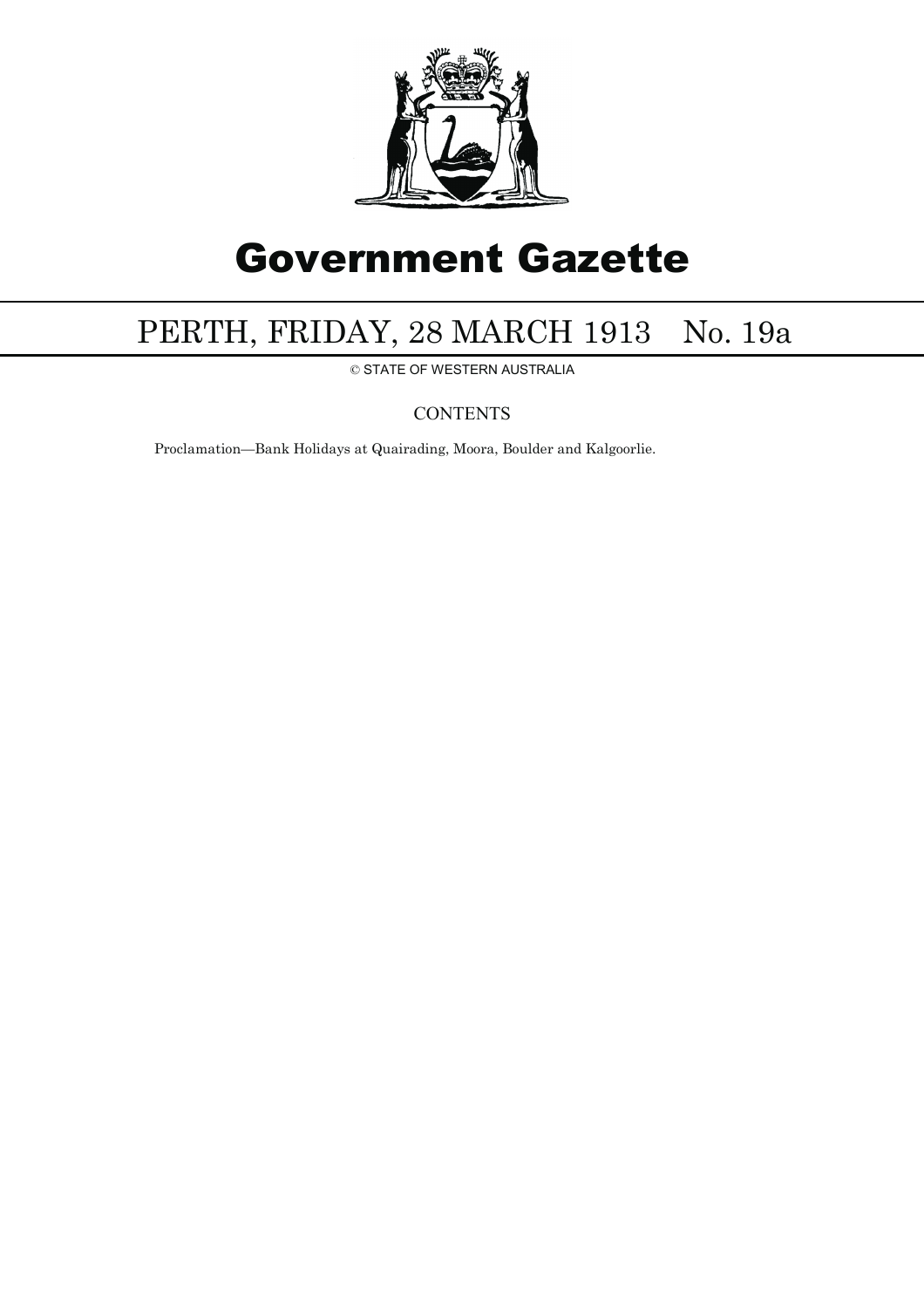# Government Gazette

## PERTH, FRIDAY, 28 MARCH 1913 No. 19a

© STATE OF WESTERN AUSTRALIA

CONTENTS

Proclamation—Bank Holidays at Quairading, Moora, Boulder and Kalgoorlie.